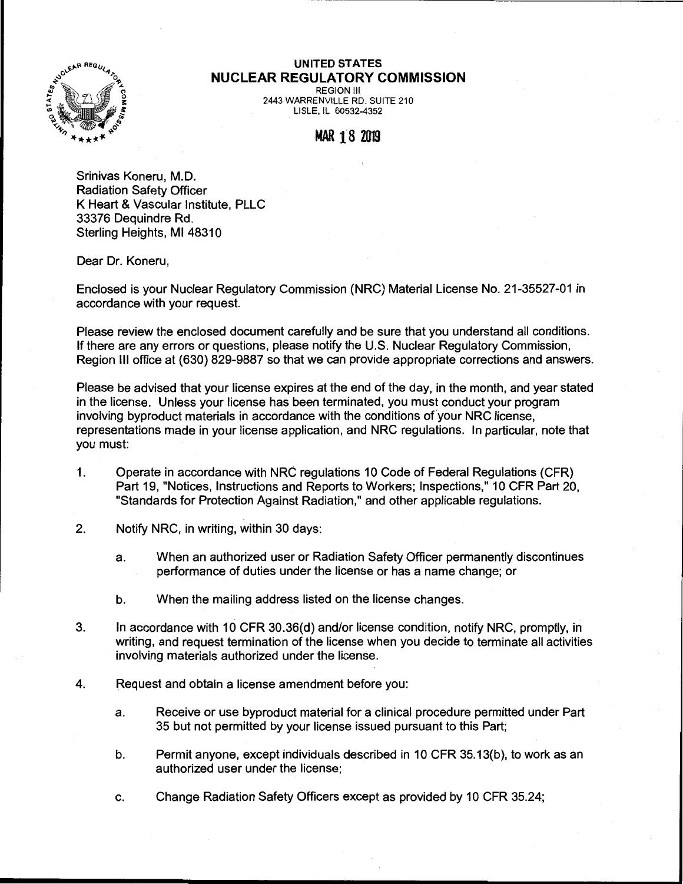**UNITED STATES**
**NUCLEAR REGULATORY COMMISSION**
REGION III
2443 WARRENVILLE RD. SUITE 210
LISLE, IL 60532-4352

MAR 18 2019

Srinivas Koneru, M.D.
Radiation Safety Officer
K Heart & Vascular Institute, PLLC
33376 Dequindre Rd.
Sterling Heights, MI 48310

Dear Dr. Koneru,

Enclosed is your Nuclear Regulatory Commission (NRC) Material License No. 21-35527-01 in accordance with your request.

Please review the enclosed document carefully and be sure that you understand all conditions. If there are any errors or questions, please notify the U.S. Nuclear Regulatory Commission, Region III office at (630) 829-9887 so that we can provide appropriate corrections and answers.

Please be advised that your license expires at the end of the day, in the month, and year stated in the license. Unless your license has been terminated, you must conduct your program involving byproduct materials in accordance with the conditions of your NRC license, representations made in your license application, and NRC regulations. In particular, note that you must:

1. Operate in accordance with NRC regulations 10 Code of Federal Regulations (CFR) Part 19, "Notices, Instructions and Reports to Workers; Inspections," 10 CFR Part 20, "Standards for Protection Against Radiation," and other applicable regulations.

2. Notify NRC, in writing, within 30 days:

   a. When an authorized user or Radiation Safety Officer permanently discontinues performance of duties under the license or has a name change; or

   b. When the mailing address listed on the license changes.

3. In accordance with 10 CFR 30.36(d) and/or license condition, notify NRC, promptly, in writing, and request termination of the license when you decide to terminate all activities involving materials authorized under the license.

4. Request and obtain a license amendment before you:

   a. Receive or use byproduct material for a clinical procedure permitted under Part 35 but not permitted by your license issued pursuant to this Part;

   b. Permit anyone, except individuals described in 10 CFR 35.13(b), to work as an authorized user under the license;

   c. Change Radiation Safety Officers except as provided by 10 CFR 35.24;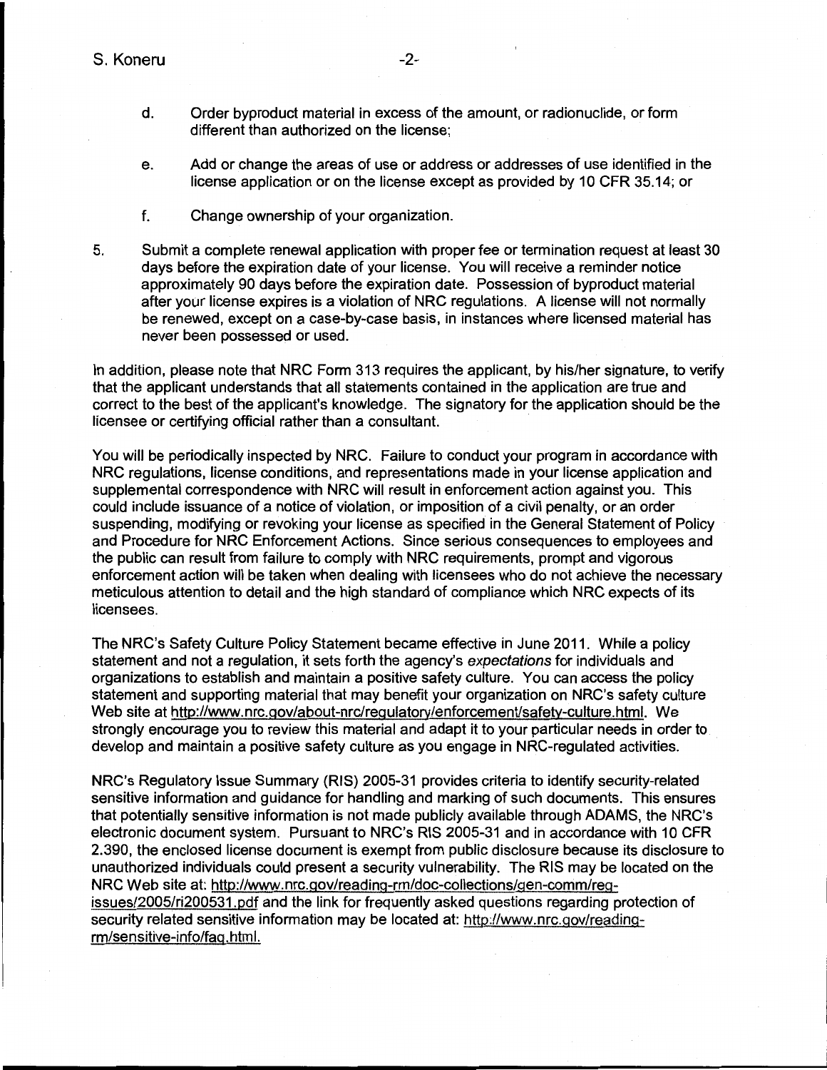d. Order byproduct material in excess of the amount, or radionuclide, or form different than authorized on the license;

e. Add or change the areas of use or address or addresses of use identified in the license application or on the license except as provided by 10 CFR 35.14; or

f. Change ownership of your organization.

5. Submit a complete renewal application with proper fee or termination request at least 30 days before the expiration date of your license. You will receive a reminder notice approximately 90 days before the expiration date. Possession of byproduct material after your license expires is a violation of NRC regulations. A license will not normally be renewed, except on a case-by-case basis, in instances where licensed material has never been possessed or used.

In addition, please note that NRC Form 313 requires the applicant, by his/her signature, to verify that the applicant understands that all statements contained in the application are true and correct to the best of the applicant's knowledge. The signatory for the application should be the licensee or certifying official rather than a consultant.

You will be periodically inspected by NRC. Failure to conduct your program in accordance with NRC regulations, license conditions, and representations made in your license application and supplemental correspondence with NRC will result in enforcement action against you. This could include issuance of a notice of violation, or imposition of a civil penalty, or an order suspending, modifying or revoking your license as specified in the General Statement of Policy and Procedure for NRC Enforcement Actions. Since serious consequences to employees and the public can result from failure to comply with NRC requirements, prompt and vigorous enforcement action will be taken when dealing with licensees who do not achieve the necessary meticulous attention to detail and the high standard of compliance which NRC expects of its licensees.

The NRC's Safety Culture Policy Statement became effective in June 2011. While a policy statement and not a regulation, it sets forth the agency's *expectations* for individuals and organizations to establish and maintain a positive safety culture. You can access the policy statement and supporting material that may benefit your organization on NRC's safety culture Web site at http://www.nrc.gov/about-nrc/regulatory/enforcement/safety-culture.html. We strongly encourage you to review this material and adapt it to your particular needs in order to develop and maintain a positive safety culture as you engage in NRC-regulated activities.

NRC's Regulatory Issue Summary (RIS) 2005-31 provides criteria to identify security-related sensitive information and guidance for handling and marking of such documents. This ensures that potentially sensitive information is not made publicly available through ADAMS, the NRC's electronic document system. Pursuant to NRC's RIS 2005-31 and in accordance with 10 CFR 2.390, the enclosed license document is exempt from public disclosure because its disclosure to unauthorized individuals could present a security vulnerability. The RIS may be located on the NRC Web site at: http://www.nrc.gov/reading-rm/doc-collections/gen-comm/reg-issues/2005/ri200531.pdf and the link for frequently asked questions regarding protection of security related sensitive information may be located at: http://www.nrc.gov/reading-rm/sensitive-info/faq.html.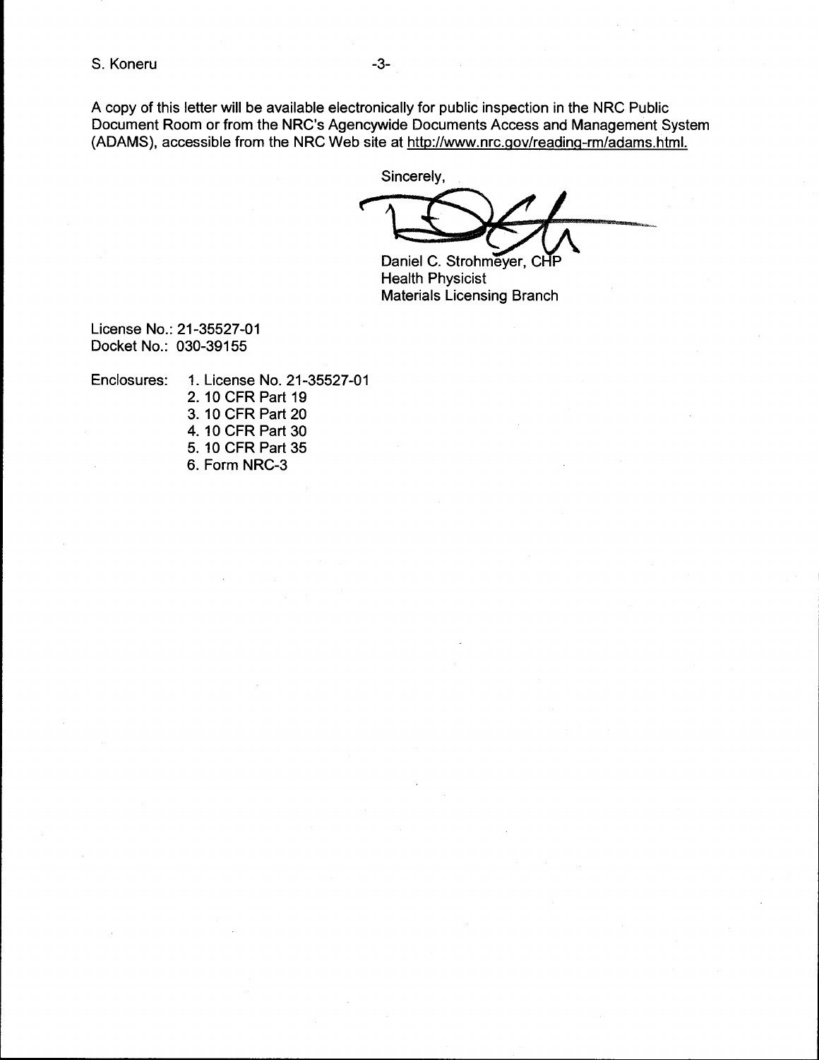A copy of this letter will be available electronically for public inspection in the NRC Public Document Room or from the NRC's Agencywide Documents Access and Management System (ADAMS), accessible from the NRC Web site at http://www.nrc.gov/reading-rm/adams.html.

Sincerely,

Daniel C. Strohmeyer, CHP
Health Physicist
Materials Licensing Branch

License No.: 21-35527-01
Docket No.: 030-39155

Enclosures:
1. License No. 21-35527-01
2. 10 CFR Part 19
3. 10 CFR Part 20
4. 10 CFR Part 30
5. 10 CFR Part 35
6. Form NRC-3